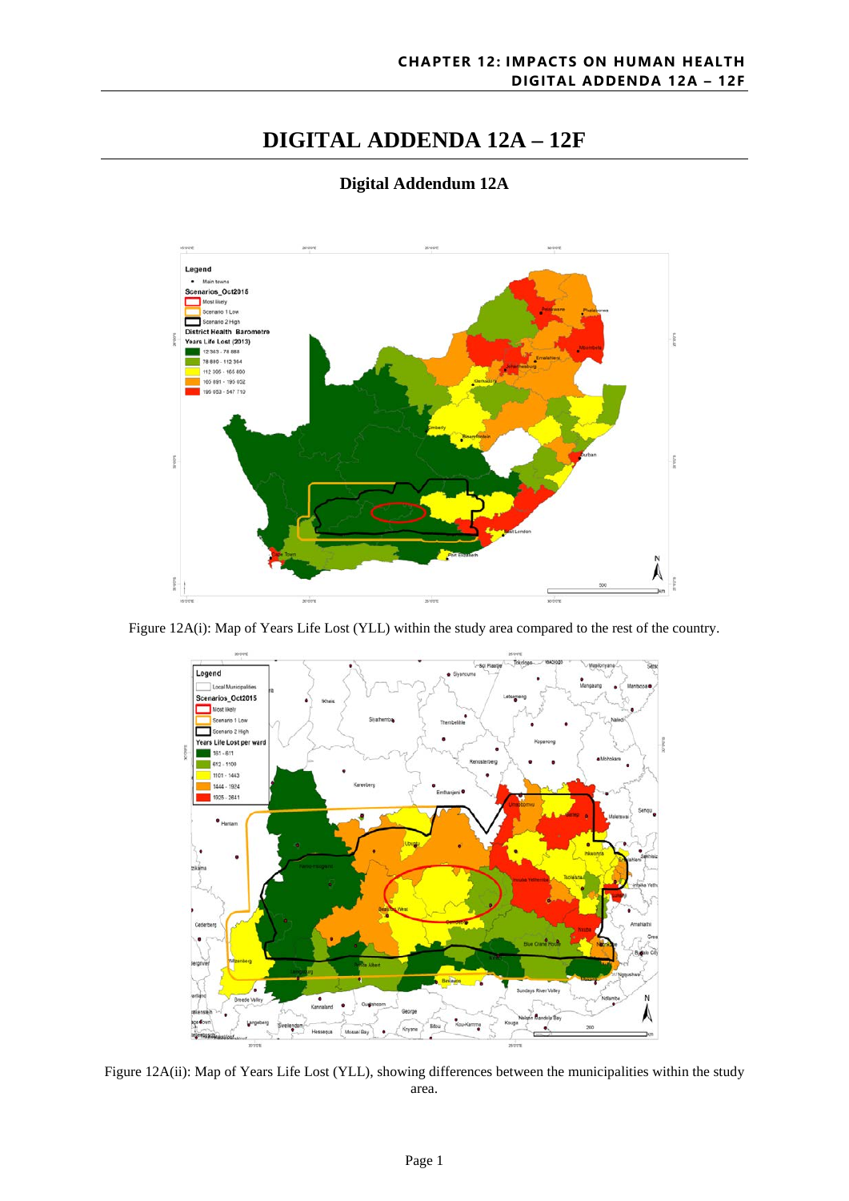# DIGITAL ADDENDA 12A – 12F

## Digital Addendum 12A

Figure 12A(i): Map of Years Life Lost (YLL) within the study area compared to the rest of the country.

Figure 12A(ii): Map of Years Life Lost (YLL), showing differences between the municipalities within the study area.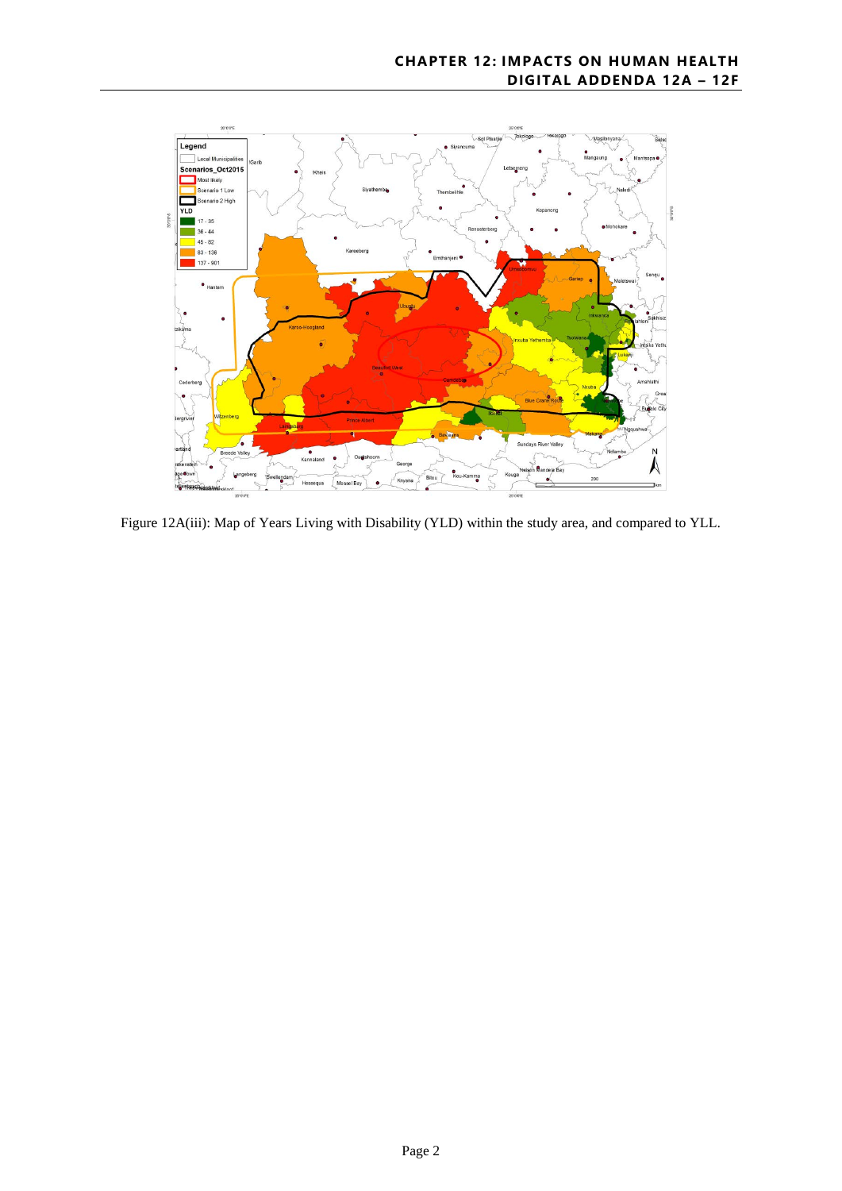Figure 12A(iii): Map of Years Living with Disability (YLD) within the study area, and compared to YLL.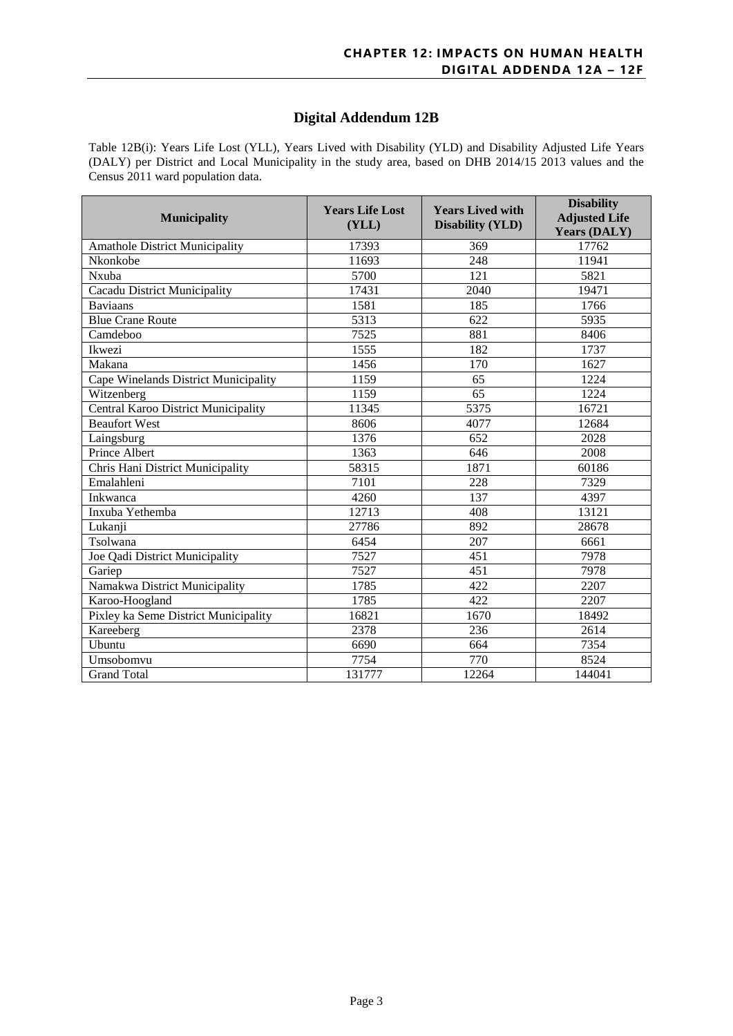# Digital Addendum 12B

Table 12B(i): Years Life Lost (YLL), Years Lived with Disability (YLD) and Disability Adjusted Life Years (DALY) per District and Local Municipality in the study area, based on DHB 2014/15 2013 values and the Census 2011 ward population data.

| Municipality | Years Life Lost (YLL) | Years Lived with Disability (YLD) | Disability Adjusted Life Years (DALY) |
|---|---|---|---|
| Amathole District Municipality | 17393 | 369 | 17762 |
| Nkonkobe | 11693 | 248 | 11941 |
| Nxuba | 5700 | 121 | 5821 |
| Cacadu District Municipality | 17431 | 2040 | 19471 |
| Baviaans | 1581 | 185 | 1766 |
| Blue Crane Route | 5313 | 622 | 5935 |
| Camdeboo | 7525 | 881 | 8406 |
| Ikwezi | 1555 | 182 | 1737 |
| Makana | 1456 | 170 | 1627 |
| Cape Winelands District Municipality | 1159 | 65 | 1224 |
| Witzenberg | 1159 | 65 | 1224 |
| Central Karoo District Municipality | 11345 | 5375 | 16721 |
| Beaufort West | 8606 | 4077 | 12684 |
| Laingsburg | 1376 | 652 | 2028 |
| Prince Albert | 1363 | 646 | 2008 |
| Chris Hani District Municipality | 58315 | 1871 | 60186 |
| Emalahleni | 7101 | 228 | 7329 |
| Inkwanca | 4260 | 137 | 4397 |
| Inxuba Yethemba | 12713 | 408 | 13121 |
| Lukanji | 27786 | 892 | 28678 |
| Tsolwana | 6454 | 207 | 6661 |
| Joe Qadi District Municipality | 7527 | 451 | 7978 |
| Gariep | 7527 | 451 | 7978 |
| Namakwa District Municipality | 1785 | 422 | 2207 |
| Karoo-Hoogland | 1785 | 422 | 2207 |
| Pixley ka Seme District Municipality | 16821 | 1670 | 18492 |
| Kareeberg | 2378 | 236 | 2614 |
| Ubuntu | 6690 | 664 | 7354 |
| Umsobomvu | 7754 | 770 | 8524 |
| Grand Total | 131777 | 12264 | 144041 |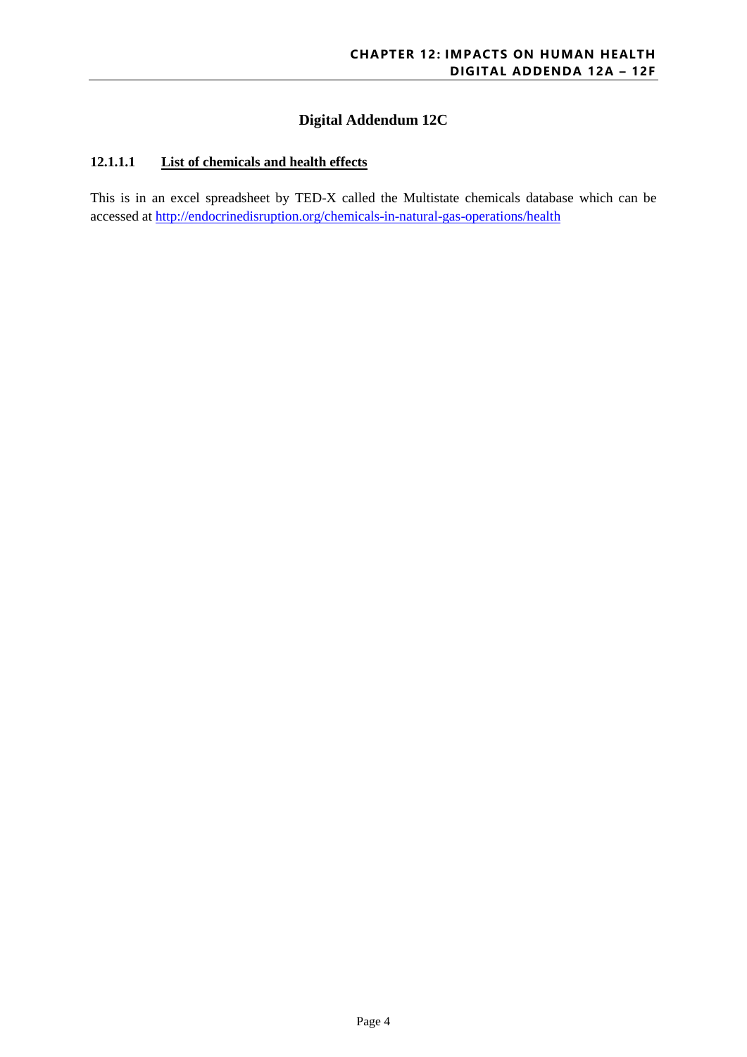# Digital Addendum 12C

### 12.1.1.1 List of chemicals and health effects

This is in an excel spreadsheet by TED-X called the Multistate chemicals database which can be accessed at http://endocrinedisruption.org/chemicals-in-natural-gas-operations/health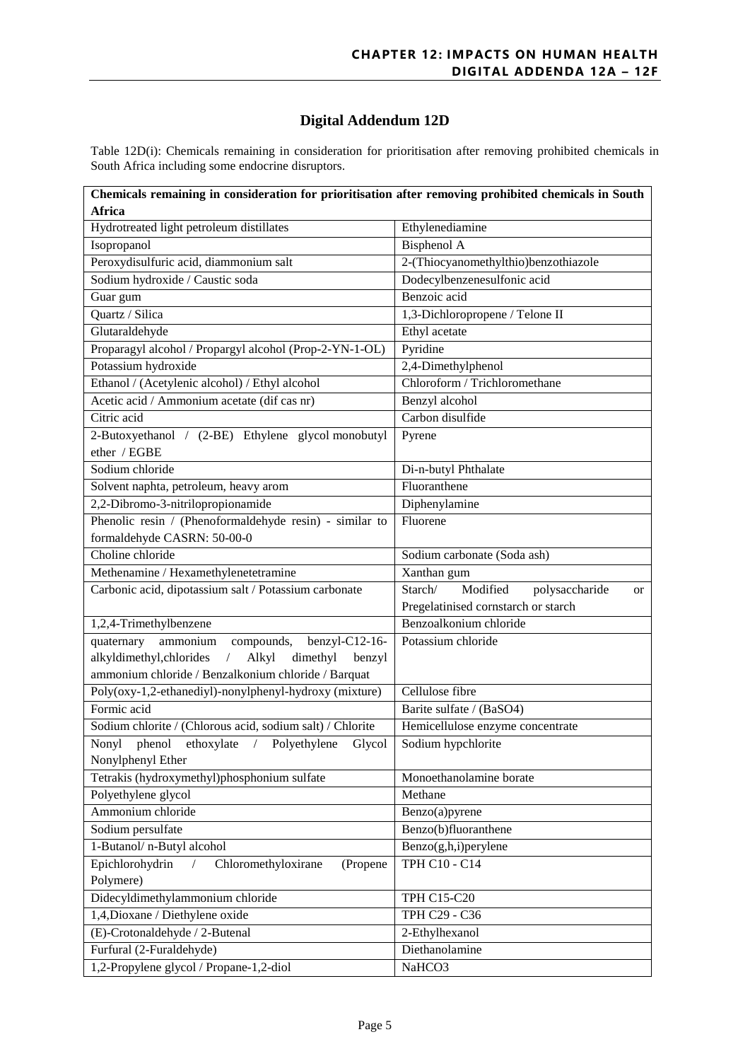# Digital Addendum 12D

Table 12D(i): Chemicals remaining in consideration for prioritisation after removing prohibited chemicals in South Africa including some endocrine disruptors.

| **Chemicals remaining in consideration for prioritisation after removing prohibited chemicals in South Africa** | |
|---|---|
| Hydrotreated light petroleum distillates | Ethylenediamine |
| Isopropanol | Bisphenol A |
| Peroxydisulfuric acid, diammonium salt | 2-(Thiocyanomethylthio)benzothiazole |
| Sodium hydroxide / Caustic soda | Dodecylbenzenesulfonic acid |
| Guar gum | Benzoic acid |
| Quartz / Silica | 1,3-Dichloropropene / Telone II |
| Glutaraldehyde | Ethyl acetate |
| Proparagyl alcohol / Propargyl alcohol (Prop-2-YN-1-OL) | Pyridine |
| Potassium hydroxide | 2,4-Dimethylphenol |
| Ethanol / (Acetylenic alcohol) / Ethyl alcohol | Chloroform / Trichloromethane |
| Acetic acid / Ammonium acetate (dif cas nr) | Benzyl alcohol |
| Citric acid | Carbon disulfide |
| 2-Butoxyethanol / (2-BE) Ethylene glycol monobutyl ether / EGBE | Pyrene |
| Sodium chloride | Di-n-butyl Phthalate |
| Solvent naphta, petroleum, heavy arom | Fluoranthene |
| 2,2-Dibromo-3-nitrilopropionamide | Diphenylamine |
| Phenolic resin / (Phenoformaldehyde resin) - similar to formaldehyde CASRN: 50-00-0 | Fluorene |
| Choline chloride | Sodium carbonate (Soda ash) |
| Methenamine / Hexamethylenetetramine | Xanthan gum |
| Carbonic acid, dipotassium salt / Potassium carbonate | Starch/ Modified polysaccharide or Pregelatinised cornstarch or starch |
| 1,2,4-Trimethylbenzene | Benzoalkonium chloride |
| quaternary ammonium compounds, benzyl-C12-16-alkyldimethyl,chlorides / Alkyl dimethyl benzyl ammonium chloride / Benzalkonium chloride / Barquat | Potassium chloride |
| Poly(oxy-1,2-ethanediyl)-nonylphenyl-hydroxy (mixture) | Cellulose fibre |
| Formic acid | Barite sulfate / ($BaSO_4$) |
| Sodium chlorite / (Chlorous acid, sodium salt) / Chlorite | Hemicellulose enzyme concentrate |
| Nonyl phenol ethoxylate / Polyethylene Glycol Nonylphenyl Ether | Sodium hypchlorite |
| Tetrakis (hydroxymethyl)phosphonium sulfate | Monoethanolamine borate |
| Polyethylene glycol | Methane |
| Ammonium chloride | Benzo(a)pyrene |
| Sodium persulfate | Benzo(b)fluoranthene |
| 1-Butanol/ n-Butyl alcohol | Benzo(g,h,i)perylene |
| Epichlorohydrin / Chloromethyloxirane (Propene Polymere) | TPH C10 - C14 |
| Didecyldimethylammonium chloride | TPH C15-C20 |
| 1,4,Dioxane / Diethylene oxide | TPH C29 - C36 |
| (E)-Crotonaldehyde / 2-Butenal | 2-Ethylhexanol |
| Furfural (2-Furaldehyde) | Diethanolamine |
| 1,2-Propylene glycol / Propane-1,2-diol | $NaHCO_3$ |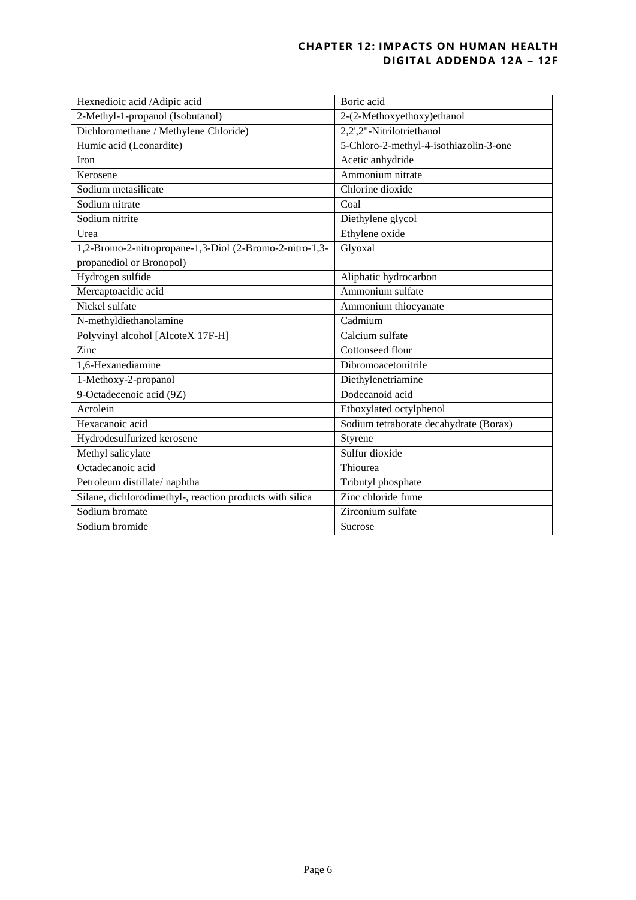| Hexnedioic acid /Adipic acid | Boric acid |
|---|---|
| 2-Methyl-1-propanol (Isobutanol) | 2-(2-Methoxyethoxy)ethanol |
| Dichloromethane / Methylene Chloride) | 2,2',2"-Nitrilotriethanol |
| Humic acid (Leonardite) | 5-Chloro-2-methyl-4-isothiazolin-3-one |
| Iron | Acetic anhydride |
| Kerosene | Ammonium nitrate |
| Sodium metasilicate | Chlorine dioxide |
| Sodium nitrate | Coal |
| Sodium nitrite | Diethylene glycol |
| Urea | Ethylene oxide |
| 1,2-Bromo-2-nitropropane-1,3-Diol (2-Bromo-2-nitro-1,3-propanediol or Bronopol) | Glyoxal |
| Hydrogen sulfide | Aliphatic hydrocarbon |
| Mercaptoacidic acid | Ammonium sulfate |
| Nickel sulfate | Ammonium thiocyanate |
| N-methyldiethanolamine | Cadmium |
| Polyvinyl alcohol [AlcoteX 17F-H] | Calcium sulfate |
| Zinc | Cottonseed flour |
| 1,6-Hexanediamine | Dibromoacetonitrile |
| 1-Methoxy-2-propanol | Diethylenetriamine |
| 9-Octadecenoic acid (9Z) | Dodecanoid acid |
| Acrolein | Ethoxylated octylphenol |
| Hexacanoic acid | Sodium tetraborate decahydrate (Borax) |
| Hydrodesulfurized kerosene | Styrene |
| Methyl salicylate | Sulfur dioxide |
| Octadecanoic acid | Thiourea |
| Petroleum distillate/ naphtha | Tributyl phosphate |
| Silane, dichlorodimethyl-, reaction products with silica | Zinc chloride fume |
| Sodium bromate | Zirconium sulfate |
| Sodium bromide | Sucrose |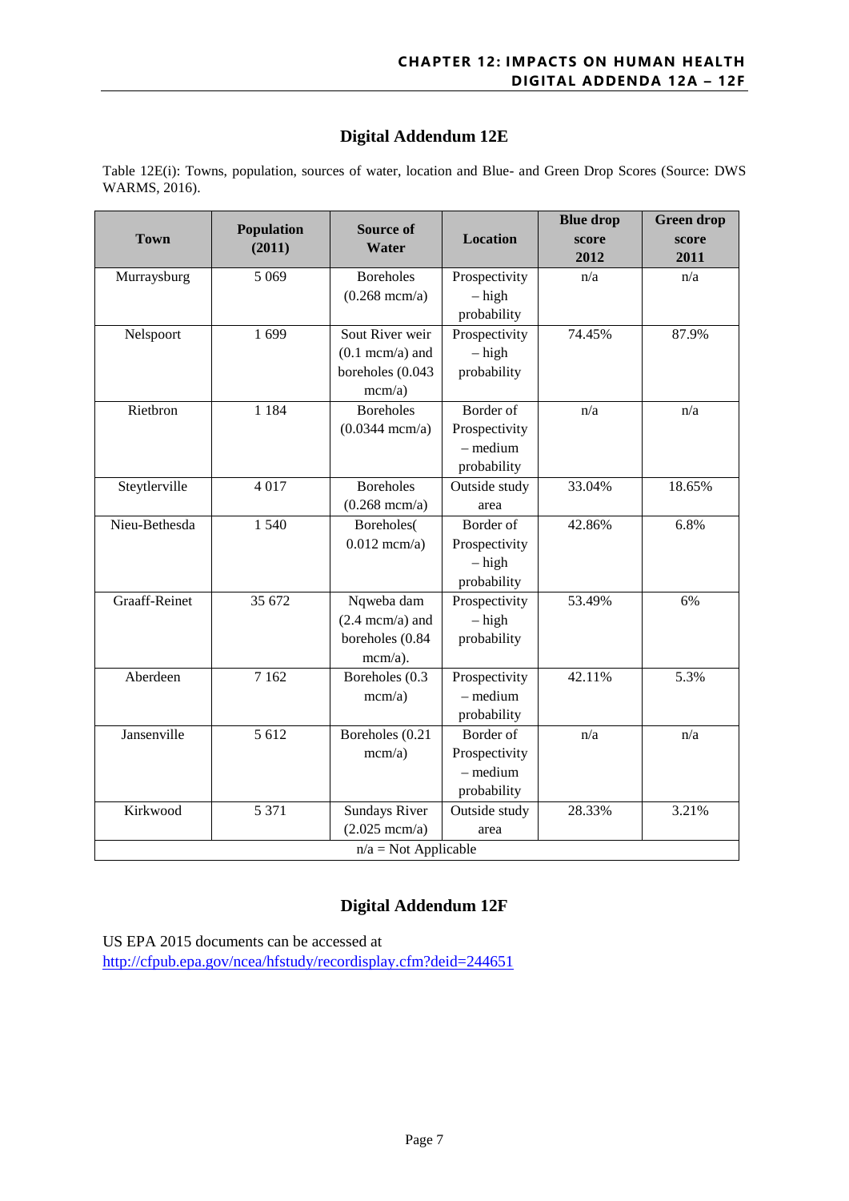## Digital Addendum 12E

Table 12E(i): Towns, population, sources of water, location and Blue- and Green Drop Scores (Source: DWS WARMS, 2016).

| Town | Population (2011) | Source of Water | Location | Blue drop score 2012 | Green drop score 2011 |
|---|---|---|---|---|---|
| Murraysburg | 5 069 | Boreholes (0.268 mcm/a) | Prospectivity – high probability | n/a | n/a |
| Nelspoort | 1 699 | Sout River weir (0.1 mcm/a) and boreholes (0.043 mcm/a) | Prospectivity – high probability | 74.45% | 87.9% |
| Rietbron | 1 184 | Boreholes (0.0344 mcm/a) | Border of Prospectivity – medium probability | n/a | n/a |
| Steytlerville | 4 017 | Boreholes (0.268 mcm/a) | Outside study area | 33.04% | 18.65% |
| Nieu-Bethesda | 1 540 | Boreholes( 0.012 mcm/a) | Border of Prospectivity – high probability | 42.86% | 6.8% |
| Graaff-Reinet | 35 672 | Nqweba dam (2.4 mcm/a) and boreholes (0.84 mcm/a). | Prospectivity – high probability | 53.49% | 6% |
| Aberdeen | 7 162 | Boreholes (0.3 mcm/a) | Prospectivity – medium probability | 42.11% | 5.3% |
| Jansenville | 5 612 | Boreholes (0.21 mcm/a) | Border of Prospectivity – medium probability | n/a | n/a |
| Kirkwood | 5 371 | Sundays River (2.025 mcm/a) | Outside study area | 28.33% | 3.21% |
| n/a = Not Applicable | | | | | |

## Digital Addendum 12F

US EPA 2015 documents can be accessed at
http://cfpub.epa.gov/ncea/hfstudy/recordisplay.cfm?deid=244651